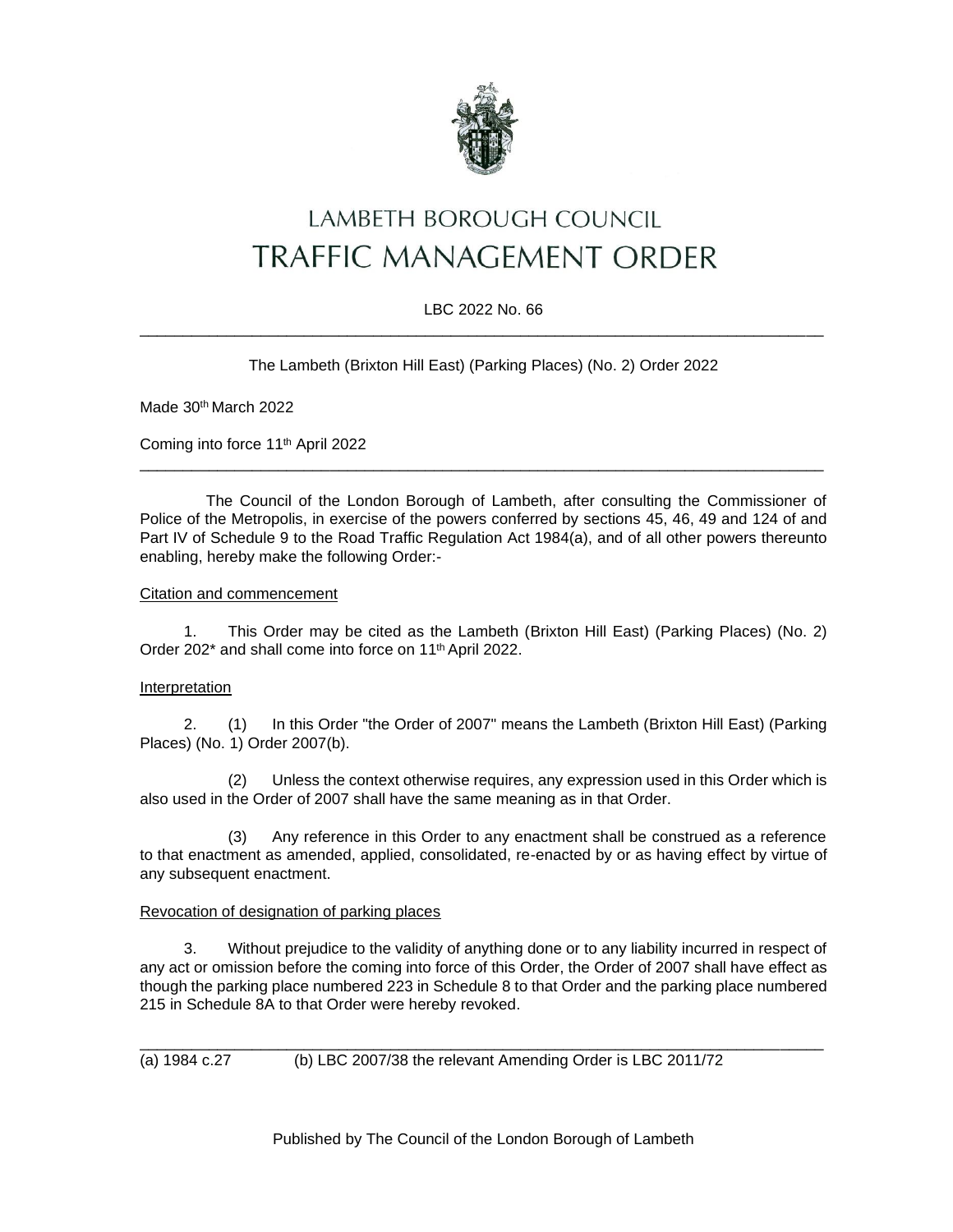# LAMBETH BOROUGH COUNCIL

# TRAFFIC MANAGEMENT ORDER

LBC 2022 No. 66

---

The Lambeth (Brixton Hill East) (Parking Places) (No. 2) Order 2022

Made 30th March 2022

Coming into force 11th April 2022

---

The Council of the London Borough of Lambeth, after consulting the Commissioner of Police of the Metropolis, in exercise of the powers conferred by sections 45, 46, 49 and 124 of and Part IV of Schedule 9 to the Road Traffic Regulation Act 1984(a), and of all other powers thereunto enabling, hereby make the following Order:-

Citation and commencement

1. This Order may be cited as the Lambeth (Brixton Hill East) (Parking Places) (No. 2) Order 202* and shall come into force on 11th April 2022.

Interpretation

2. (1) In this Order "the Order of 2007" means the Lambeth (Brixton Hill East) (Parking Places) (No. 1) Order 2007(b).

(2) Unless the context otherwise requires, any expression used in this Order which is also used in the Order of 2007 shall have the same meaning as in that Order.

(3) Any reference in this Order to any enactment shall be construed as a reference to that enactment as amended, applied, consolidated, re-enacted by or as having effect by virtue of any subsequent enactment.

Revocation of designation of parking places

3. Without prejudice to the validity of anything done or to any liability incurred in respect of any act or omission before the coming into force of this Order, the Order of 2007 shall have effect as though the parking place numbered 223 in Schedule 8 to that Order and the parking place numbered 215 in Schedule 8A to that Order were hereby revoked.

---

(a) 1984 c.27 (b) LBC 2007/38 the relevant Amending Order is LBC 2011/72

Published by The Council of the London Borough of Lambeth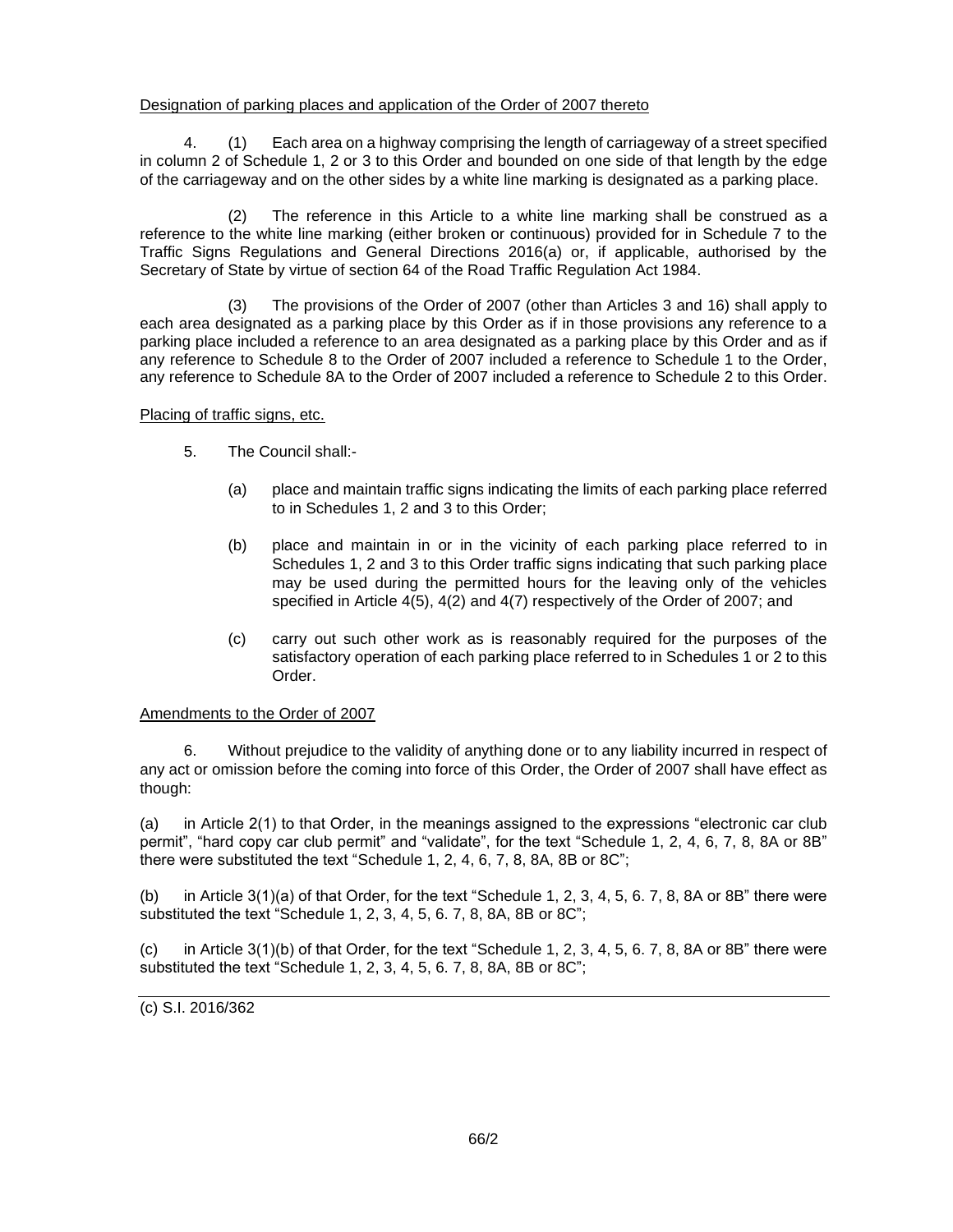Designation of parking places and application of the Order of 2007 thereto

4. (1) Each area on a highway comprising the length of carriageway of a street specified in column 2 of Schedule 1, 2 or 3 to this Order and bounded on one side of that length by the edge of the carriageway and on the other sides by a white line marking is designated as a parking place.

(2) The reference in this Article to a white line marking shall be construed as a reference to the white line marking (either broken or continuous) provided for in Schedule 7 to the Traffic Signs Regulations and General Directions 2016(a) or, if applicable, authorised by the Secretary of State by virtue of section 64 of the Road Traffic Regulation Act 1984.

(3) The provisions of the Order of 2007 (other than Articles 3 and 16) shall apply to each area designated as a parking place by this Order as if in those provisions any reference to a parking place included a reference to an area designated as a parking place by this Order and as if any reference to Schedule 8 to the Order of 2007 included a reference to Schedule 1 to the Order, any reference to Schedule 8A to the Order of 2007 included a reference to Schedule 2 to this Order.

Placing of traffic signs, etc.

5. The Council shall:-

(a) place and maintain traffic signs indicating the limits of each parking place referred to in Schedules 1, 2 and 3 to this Order;

(b) place and maintain in or in the vicinity of each parking place referred to in Schedules 1, 2 and 3 to this Order traffic signs indicating that such parking place may be used during the permitted hours for the leaving only of the vehicles specified in Article 4(5), 4(2) and 4(7) respectively of the Order of 2007; and

(c) carry out such other work as is reasonably required for the purposes of the satisfactory operation of each parking place referred to in Schedules 1 or 2 to this Order.

Amendments to the Order of 2007

6. Without prejudice to the validity of anything done or to any liability incurred in respect of any act or omission before the coming into force of this Order, the Order of 2007 shall have effect as though:

(a) in Article 2(1) to that Order, in the meanings assigned to the expressions "electronic car club permit", "hard copy car club permit" and "validate", for the text "Schedule 1, 2, 4, 6, 7, 8, 8A or 8B" there were substituted the text "Schedule 1, 2, 4, 6, 7, 8, 8A, 8B or 8C";

(b) in Article 3(1)(a) of that Order, for the text "Schedule 1, 2, 3, 4, 5, 6. 7, 8, 8A or 8B" there were substituted the text "Schedule 1, 2, 3, 4, 5, 6. 7, 8, 8A, 8B or 8C";

(c) in Article 3(1)(b) of that Order, for the text "Schedule 1, 2, 3, 4, 5, 6. 7, 8, 8A or 8B" there were substituted the text "Schedule 1, 2, 3, 4, 5, 6. 7, 8, 8A, 8B or 8C";

(c) S.I. 2016/362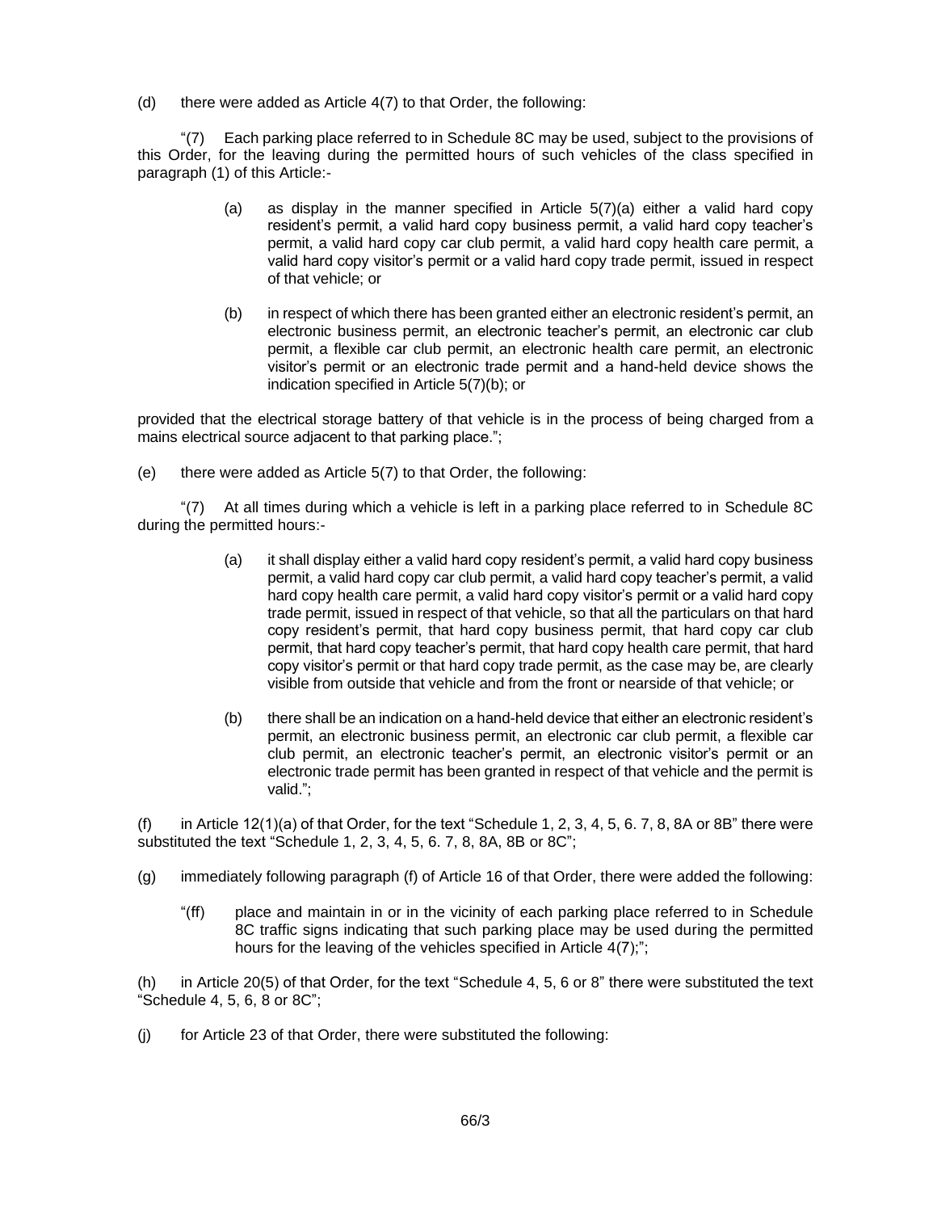(d) there were added as Article 4(7) to that Order, the following:

"(7) Each parking place referred to in Schedule 8C may be used, subject to the provisions of this Order, for the leaving during the permitted hours of such vehicles of the class specified in paragraph (1) of this Article:-

> (a) as display in the manner specified in Article 5(7)(a) either a valid hard copy resident's permit, a valid hard copy business permit, a valid hard copy teacher's permit, a valid hard copy car club permit, a valid hard copy health care permit, a valid hard copy visitor's permit or a valid hard copy trade permit, issued in respect of that vehicle; or
>
> (b) in respect of which there has been granted either an electronic resident's permit, an electronic business permit, an electronic teacher's permit, an electronic car club permit, a flexible car club permit, an electronic health care permit, an electronic visitor's permit or an electronic trade permit and a hand-held device shows the indication specified in Article 5(7)(b); or

provided that the electrical storage battery of that vehicle is in the process of being charged from a mains electrical source adjacent to that parking place.";

(e) there were added as Article 5(7) to that Order, the following:

"(7) At all times during which a vehicle is left in a parking place referred to in Schedule 8C during the permitted hours:-

> (a) it shall display either a valid hard copy resident's permit, a valid hard copy business permit, a valid hard copy car club permit, a valid hard copy teacher's permit, a valid hard copy health care permit, a valid hard copy visitor's permit or a valid hard copy trade permit, issued in respect of that vehicle, so that all the particulars on that hard copy resident's permit, that hard copy business permit, that hard copy car club permit, that hard copy teacher's permit, that hard copy health care permit, that hard copy visitor's permit or that hard copy trade permit, as the case may be, are clearly visible from outside that vehicle and from the front or nearside of that vehicle; or
>
> (b) there shall be an indication on a hand-held device that either an electronic resident's permit, an electronic business permit, an electronic car club permit, a flexible car club permit, an electronic teacher's permit, an electronic visitor's permit or an electronic trade permit has been granted in respect of that vehicle and the permit is valid.";

(f) in Article 12(1)(a) of that Order, for the text "Schedule 1, 2, 3, 4, 5, 6. 7, 8, 8A or 8B" there were substituted the text "Schedule 1, 2, 3, 4, 5, 6. 7, 8, 8A, 8B or 8C";

(g) immediately following paragraph (f) of Article 16 of that Order, there were added the following:

> "(ff) place and maintain in or in the vicinity of each parking place referred to in Schedule 8C traffic signs indicating that such parking place may be used during the permitted hours for the leaving of the vehicles specified in Article 4(7);";

(h) in Article 20(5) of that Order, for the text "Schedule 4, 5, 6 or 8" there were substituted the text "Schedule 4, 5, 6, 8 or 8C";

(j) for Article 23 of that Order, there were substituted the following: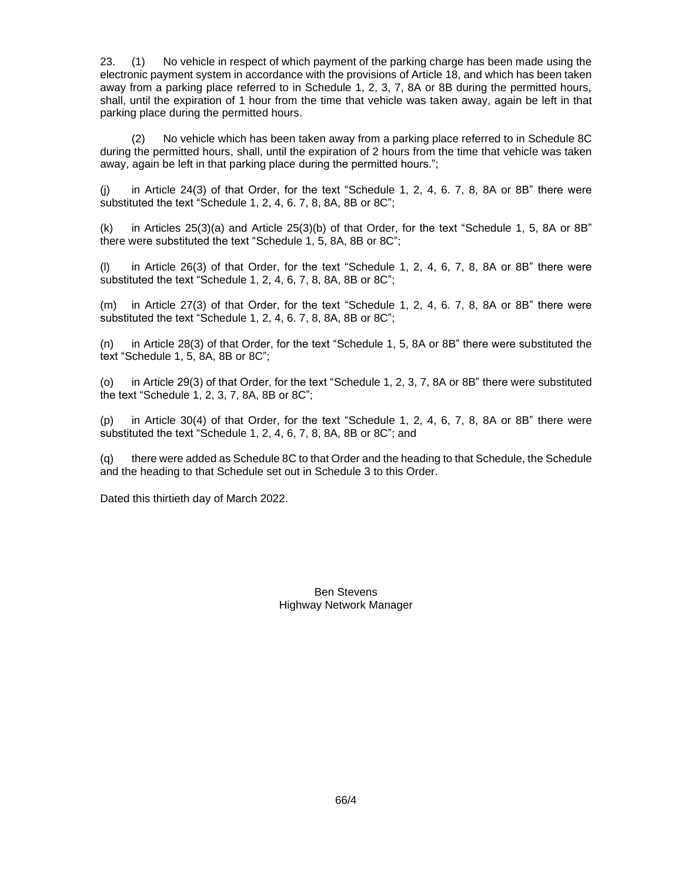23. (1) No vehicle in respect of which payment of the parking charge has been made using the electronic payment system in accordance with the provisions of Article 18, and which has been taken away from a parking place referred to in Schedule 1, 2, 3, 7, 8A or 8B during the permitted hours, shall, until the expiration of 1 hour from the time that vehicle was taken away, again be left in that parking place during the permitted hours.

(2) No vehicle which has been taken away from a parking place referred to in Schedule 8C during the permitted hours, shall, until the expiration of 2 hours from the time that vehicle was taken away, again be left in that parking place during the permitted hours.";

(j) in Article 24(3) of that Order, for the text "Schedule 1, 2, 4, 6. 7, 8, 8A or 8B" there were substituted the text "Schedule 1, 2, 4, 6. 7, 8, 8A, 8B or 8C";

(k) in Articles 25(3)(a) and Article 25(3)(b) of that Order, for the text "Schedule 1, 5, 8A or 8B" there were substituted the text "Schedule 1, 5, 8A, 8B or 8C";

(l) in Article 26(3) of that Order, for the text "Schedule 1, 2, 4, 6, 7, 8, 8A or 8B" there were substituted the text "Schedule 1, 2, 4, 6, 7, 8, 8A, 8B or 8C";

(m) in Article 27(3) of that Order, for the text "Schedule 1, 2, 4, 6. 7, 8, 8A or 8B" there were substituted the text "Schedule 1, 2, 4, 6. 7, 8, 8A, 8B or 8C";

(n) in Article 28(3) of that Order, for the text "Schedule 1, 5, 8A or 8B" there were substituted the text "Schedule 1, 5, 8A, 8B or 8C";

(o) in Article 29(3) of that Order, for the text "Schedule 1, 2, 3, 7, 8A or 8B" there were substituted the text "Schedule 1, 2, 3, 7, 8A, 8B or 8C";

(p) in Article 30(4) of that Order, for the text "Schedule 1, 2, 4, 6, 7, 8, 8A or 8B" there were substituted the text "Schedule 1, 2, 4, 6, 7, 8, 8A, 8B or 8C"; and

(q) there were added as Schedule 8C to that Order and the heading to that Schedule, the Schedule and the heading to that Schedule set out in Schedule 3 to this Order.

Dated this thirtieth day of March 2022.

Ben Stevens
Highway Network Manager

66/4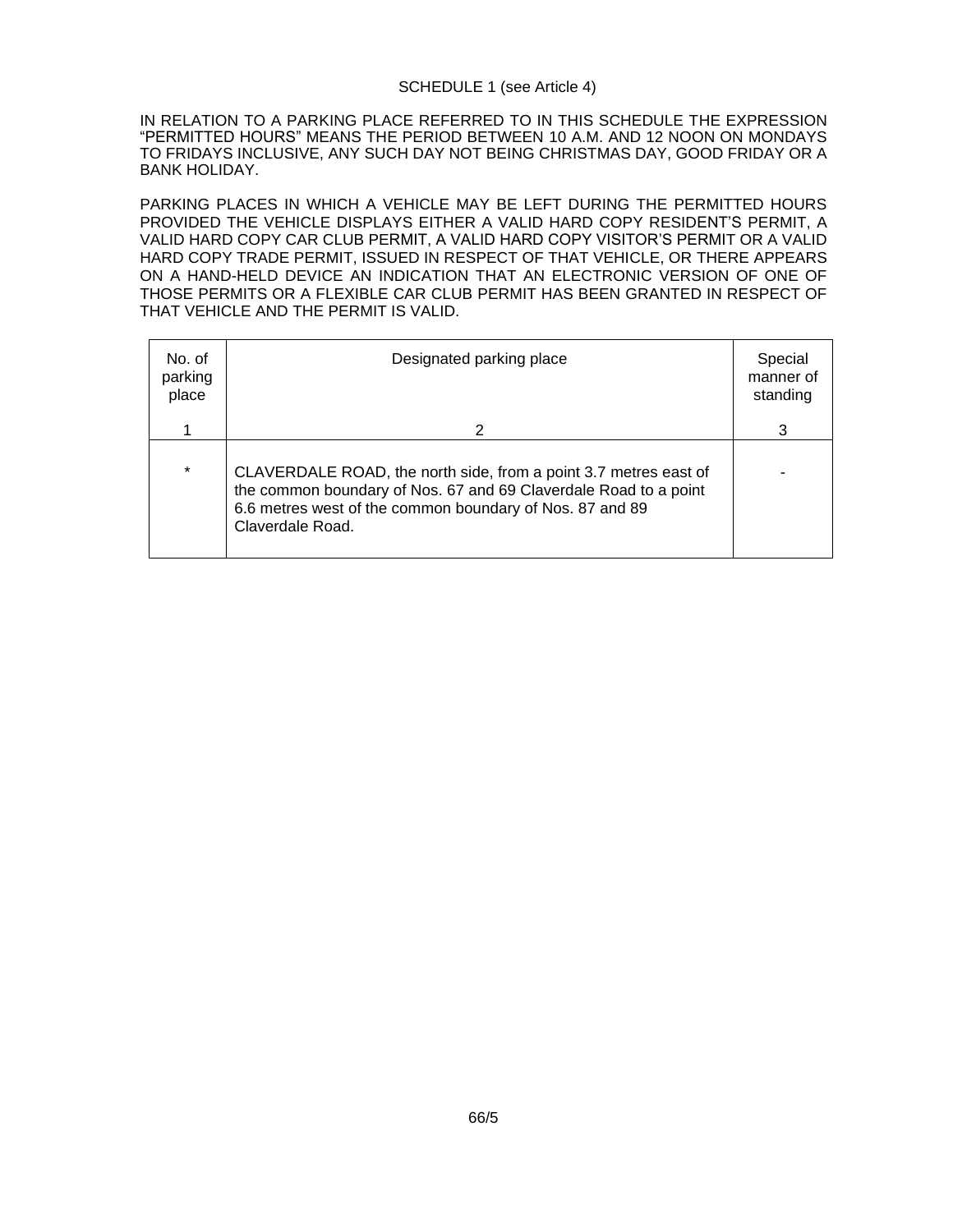SCHEDULE 1 (see Article 4)

IN RELATION TO A PARKING PLACE REFERRED TO IN THIS SCHEDULE THE EXPRESSION "PERMITTED HOURS" MEANS THE PERIOD BETWEEN 10 A.M. AND 12 NOON ON MONDAYS TO FRIDAYS INCLUSIVE, ANY SUCH DAY NOT BEING CHRISTMAS DAY, GOOD FRIDAY OR A BANK HOLIDAY.

PARKING PLACES IN WHICH A VEHICLE MAY BE LEFT DURING THE PERMITTED HOURS PROVIDED THE VEHICLE DISPLAYS EITHER A VALID HARD COPY RESIDENT'S PERMIT, A VALID HARD COPY CAR CLUB PERMIT, A VALID HARD COPY VISITOR'S PERMIT OR A VALID HARD COPY TRADE PERMIT, ISSUED IN RESPECT OF THAT VEHICLE, OR THERE APPEARS ON A HAND-HELD DEVICE AN INDICATION THAT AN ELECTRONIC VERSION OF ONE OF THOSE PERMITS OR A FLEXIBLE CAR CLUB PERMIT HAS BEEN GRANTED IN RESPECT OF THAT VEHICLE AND THE PERMIT IS VALID.

| No. of parking place | Designated parking place | Special manner of standing |
|---|---|---|
| 1 | 2 | 3 |
| * | CLAVERDALE ROAD, the north side, from a point 3.7 metres east of the common boundary of Nos. 67 and 69 Claverdale Road to a point 6.6 metres west of the common boundary of Nos. 87 and 89 Claverdale Road. | - |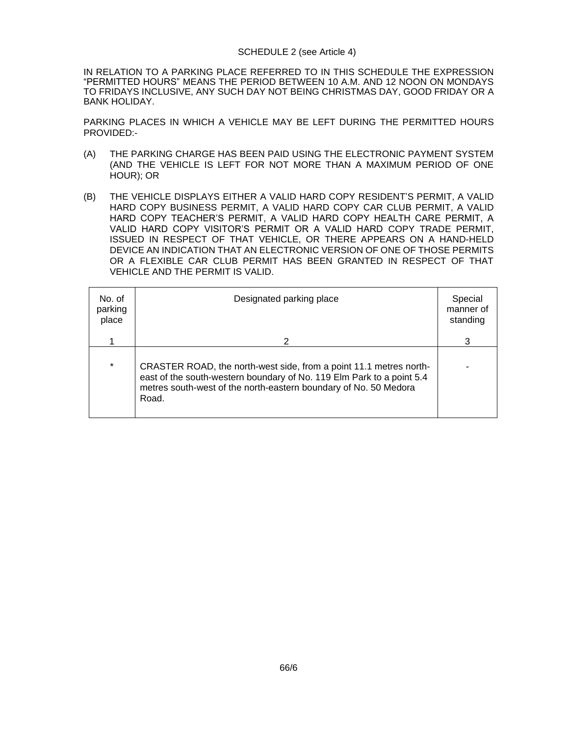SCHEDULE 2 (see Article 4)

IN RELATION TO A PARKING PLACE REFERRED TO IN THIS SCHEDULE THE EXPRESSION "PERMITTED HOURS" MEANS THE PERIOD BETWEEN 10 A.M. AND 12 NOON ON MONDAYS TO FRIDAYS INCLUSIVE, ANY SUCH DAY NOT BEING CHRISTMAS DAY, GOOD FRIDAY OR A BANK HOLIDAY.

PARKING PLACES IN WHICH A VEHICLE MAY BE LEFT DURING THE PERMITTED HOURS PROVIDED:-

(A) THE PARKING CHARGE HAS BEEN PAID USING THE ELECTRONIC PAYMENT SYSTEM (AND THE VEHICLE IS LEFT FOR NOT MORE THAN A MAXIMUM PERIOD OF ONE HOUR); OR

(B) THE VEHICLE DISPLAYS EITHER A VALID HARD COPY RESIDENT'S PERMIT, A VALID HARD COPY BUSINESS PERMIT, A VALID HARD COPY CAR CLUB PERMIT, A VALID HARD COPY TEACHER'S PERMIT, A VALID HARD COPY HEALTH CARE PERMIT, A VALID HARD COPY VISITOR'S PERMIT OR A VALID HARD COPY TRADE PERMIT, ISSUED IN RESPECT OF THAT VEHICLE, OR THERE APPEARS ON A HAND-HELD DEVICE AN INDICATION THAT AN ELECTRONIC VERSION OF ONE OF THOSE PERMITS OR A FLEXIBLE CAR CLUB PERMIT HAS BEEN GRANTED IN RESPECT OF THAT VEHICLE AND THE PERMIT IS VALID.

| No. of parking place | Designated parking place | Special manner of standing |
|---|---|---|
| 1 | 2 | 3 |
| * | CRASTER ROAD, the north-west side, from a point 11.1 metres north-east of the south-western boundary of No. 119 Elm Park to a point 5.4 metres south-west of the north-eastern boundary of No. 50 Medora Road. | - |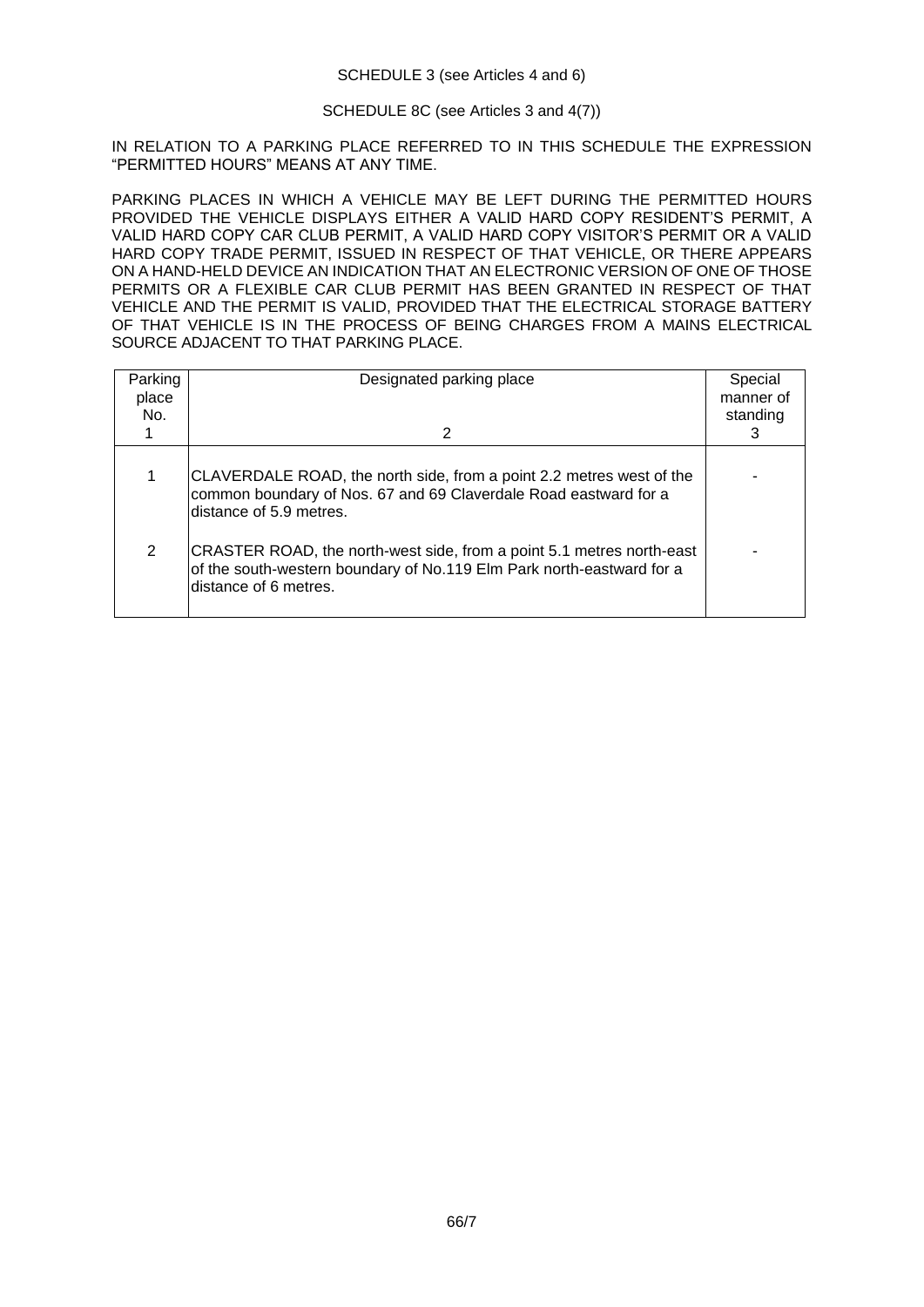SCHEDULE 3 (see Articles 4 and 6)

SCHEDULE 8C (see Articles 3 and 4(7))

IN RELATION TO A PARKING PLACE REFERRED TO IN THIS SCHEDULE THE EXPRESSION "PERMITTED HOURS" MEANS AT ANY TIME.

PARKING PLACES IN WHICH A VEHICLE MAY BE LEFT DURING THE PERMITTED HOURS PROVIDED THE VEHICLE DISPLAYS EITHER A VALID HARD COPY RESIDENT'S PERMIT, A VALID HARD COPY CAR CLUB PERMIT, A VALID HARD COPY VISITOR'S PERMIT OR A VALID HARD COPY TRADE PERMIT, ISSUED IN RESPECT OF THAT VEHICLE, OR THERE APPEARS ON A HAND-HELD DEVICE AN INDICATION THAT AN ELECTRONIC VERSION OF ONE OF THOSE PERMITS OR A FLEXIBLE CAR CLUB PERMIT HAS BEEN GRANTED IN RESPECT OF THAT VEHICLE AND THE PERMIT IS VALID, PROVIDED THAT THE ELECTRICAL STORAGE BATTERY OF THAT VEHICLE IS IN THE PROCESS OF BEING CHARGES FROM A MAINS ELECTRICAL SOURCE ADJACENT TO THAT PARKING PLACE.

| Parking place No. 1 | Designated parking place 2 | Special manner of standing 3 |
|---|---|---|
| 1 | CLAVERDALE ROAD, the north side, from a point 2.2 metres west of the common boundary of Nos. 67 and 69 Claverdale Road eastward for a distance of 5.9 metres. | - |
| 2 | CRASTER ROAD, the north-west side, from a point 5.1 metres north-east of the south-western boundary of No.119 Elm Park north-eastward for a distance of 6 metres. | - |